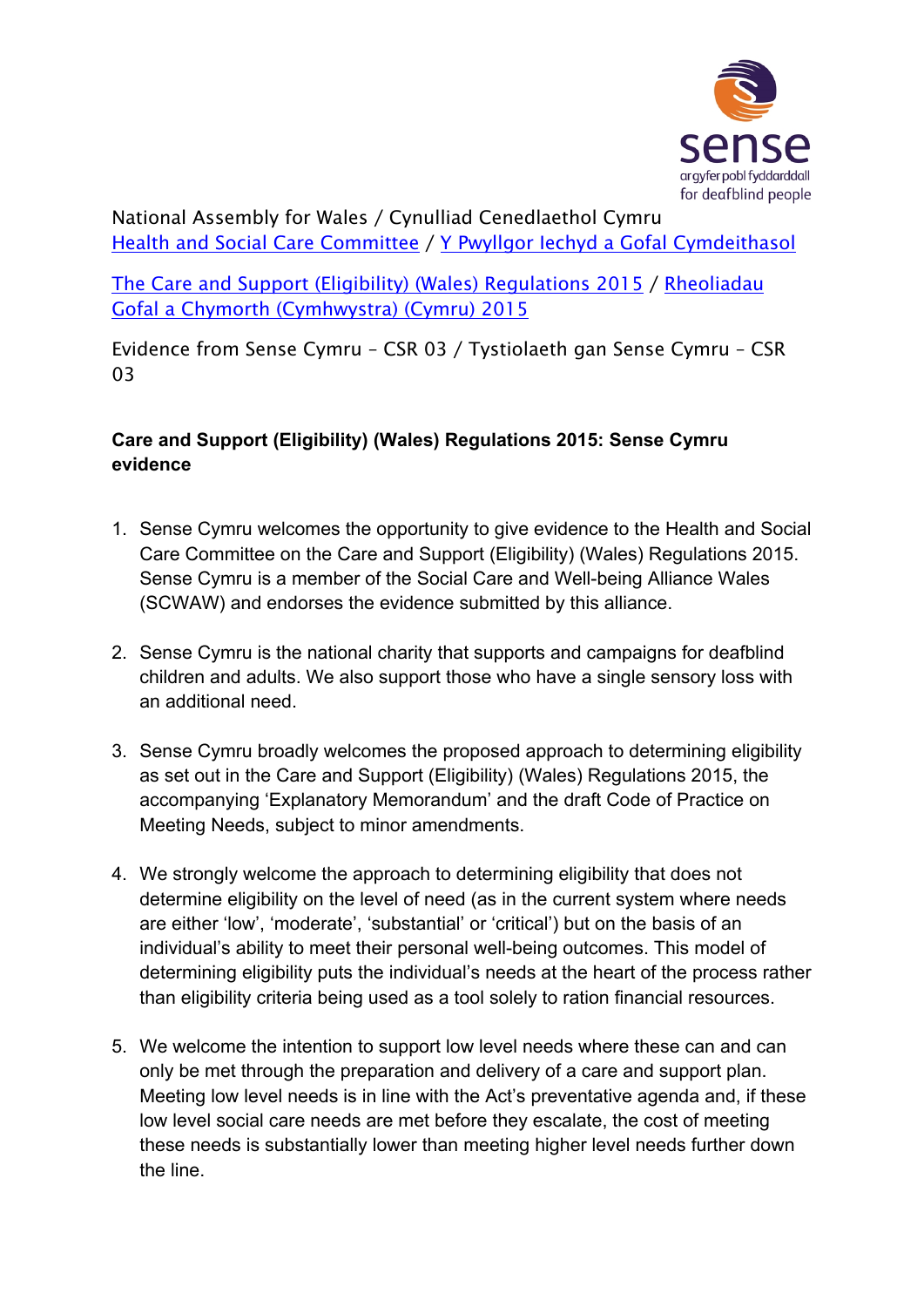National Assembly for Wales / Cynulliad Cenedlaethol Cymru
Health and Social Care Committee / Y Pwyllgor Iechyd a Gofal Cymdeithasol

The Care and Support (Eligibility) (Wales) Regulations 2015 / Rheoliadau Gofal a Chymorth (Cymhwystra) (Cymru) 2015

Evidence from Sense Cymru – CSR 03 / Tystiolaeth gan Sense Cymru – CSR 03

**Care and Support (Eligibility) (Wales) Regulations 2015: Sense Cymru evidence**

1. Sense Cymru welcomes the opportunity to give evidence to the Health and Social Care Committee on the Care and Support (Eligibility) (Wales) Regulations 2015. Sense Cymru is a member of the Social Care and Well-being Alliance Wales (SCWAW) and endorses the evidence submitted by this alliance.

2. Sense Cymru is the national charity that supports and campaigns for deafblind children and adults. We also support those who have a single sensory loss with an additional need.

3. Sense Cymru broadly welcomes the proposed approach to determining eligibility as set out in the Care and Support (Eligibility) (Wales) Regulations 2015, the accompanying 'Explanatory Memorandum' and the draft Code of Practice on Meeting Needs, subject to minor amendments.

4. We strongly welcome the approach to determining eligibility that does not determine eligibility on the level of need (as in the current system where needs are either 'low', 'moderate', 'substantial' or 'critical') but on the basis of an individual's ability to meet their personal well-being outcomes. This model of determining eligibility puts the individual's needs at the heart of the process rather than eligibility criteria being used as a tool solely to ration financial resources.

5. We welcome the intention to support low level needs where these can and can only be met through the preparation and delivery of a care and support plan. Meeting low level needs is in line with the Act's preventative agenda and, if these low level social care needs are met before they escalate, the cost of meeting these needs is substantially lower than meeting higher level needs further down the line.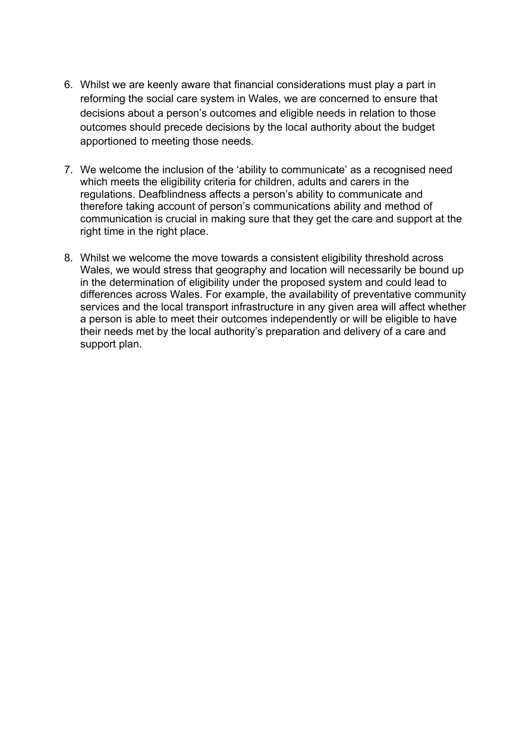6. Whilst we are keenly aware that financial considerations must play a part in reforming the social care system in Wales, we are concerned to ensure that decisions about a person's outcomes and eligible needs in relation to those outcomes should precede decisions by the local authority about the budget apportioned to meeting those needs.

7. We welcome the inclusion of the 'ability to communicate' as a recognised need which meets the eligibility criteria for children, adults and carers in the regulations. Deafblindness affects a person's ability to communicate and therefore taking account of person's communications ability and method of communication is crucial in making sure that they get the care and support at the right time in the right place.

8. Whilst we welcome the move towards a consistent eligibility threshold across Wales, we would stress that geography and location will necessarily be bound up in the determination of eligibility under the proposed system and could lead to differences across Wales. For example, the availability of preventative community services and the local transport infrastructure in any given area will affect whether a person is able to meet their outcomes independently or will be eligible to have their needs met by the local authority's preparation and delivery of a care and support plan.